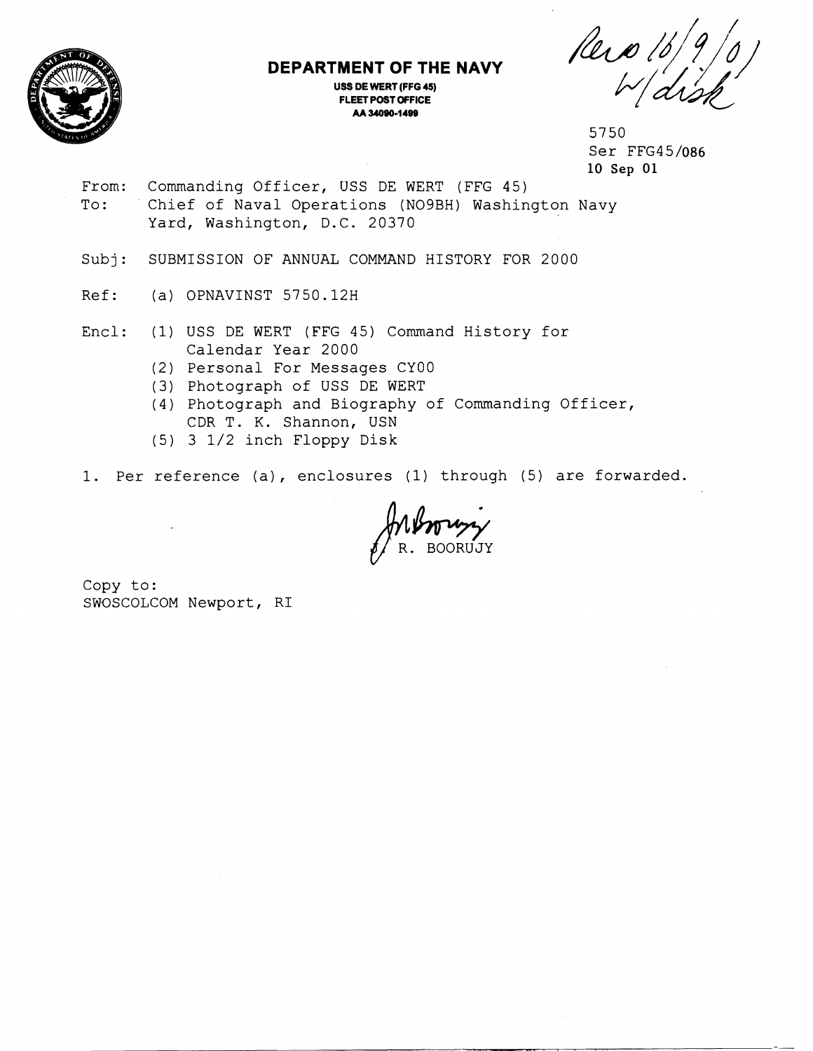# DEPARTMENT OF THE NAVY

**USS DE WERT (FFG 45)**
**FLEET POST OFFICE**
**AA 34090-1499**

Rec'd 16/9/01
W/disk

5750
Ser FFG45/086
**10 Sep 01**

From: Commanding Officer, USS DE WERT (FFG 45)
To: Chief of Naval Operations (N09BH) Washington Navy Yard, Washington, D.C. 20370

Subj: SUBMISSION OF ANNUAL COMMAND HISTORY FOR 2000

Ref: (a) OPNAVINST 5750.12H

Encl: (1) USS DE WERT (FFG 45) Command History for Calendar Year 2000
(2) Personal For Messages CY00
(3) Photograph of USS DE WERT
(4) Photograph and Biography of Commanding Officer, CDR T. K. Shannon, USN
(5) 3 1/2 inch Floppy Disk

1. Per reference (a), enclosures (1) through (5) are forwarded.

J. R. BOORUJY

Copy to:
SWOSCOLCOM Newport, RI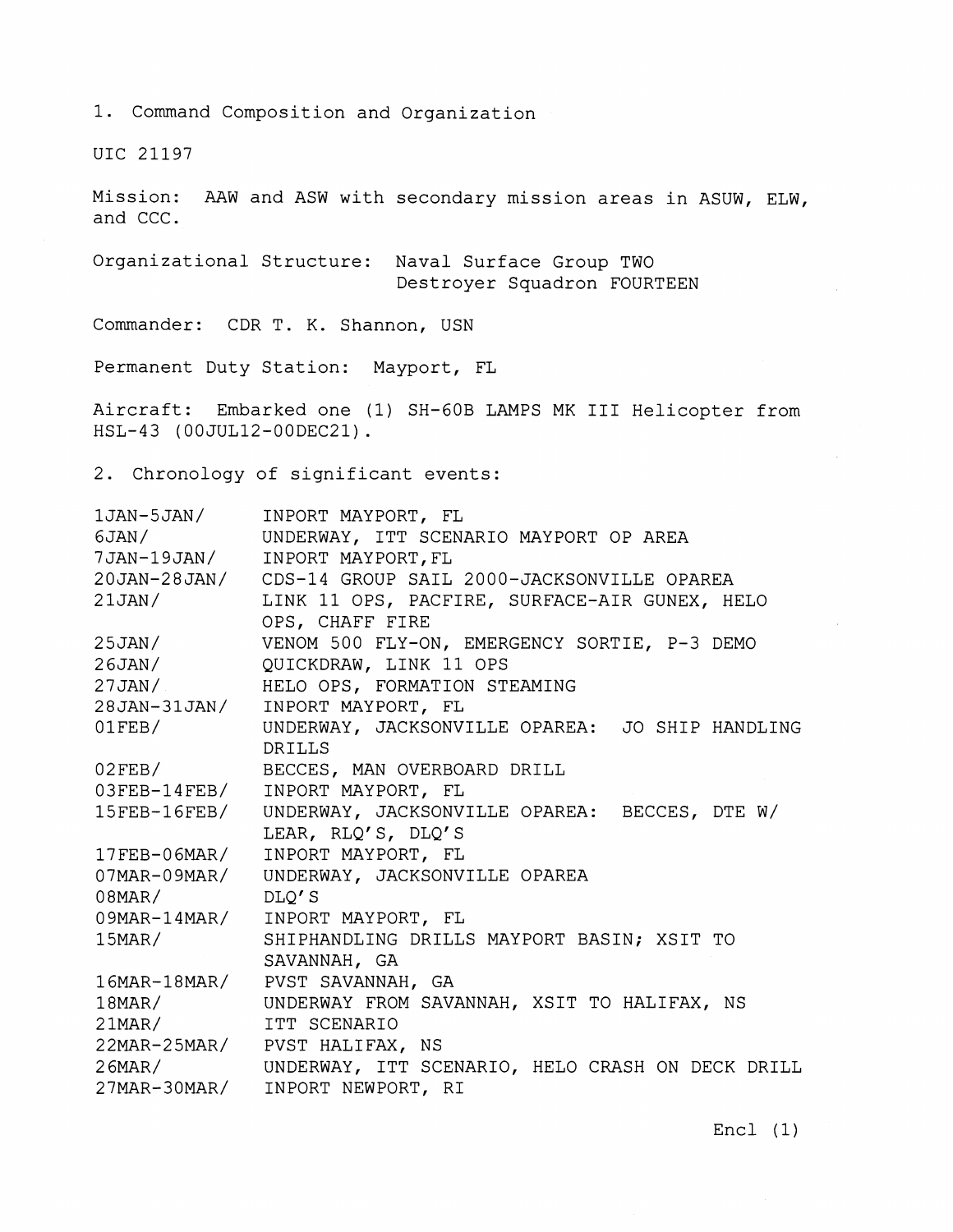1. Command Composition and Organization

UIC 21197

Mission: AAW and ASW with secondary mission areas in ASUW, ELW, and CCC.

Organizational Structure: Naval Surface Group TWO
Destroyer Squadron FOURTEEN

Commander: CDR T. K. Shannon, USN

Permanent Duty Station: Mayport, FL

Aircraft: Embarked one (1) SH-60B LAMPS MK III Helicopter from HSL-43 (00JUL12-00DEC21).

2. Chronology of significant events:

| | |
|---|---|
| 1JAN-5JAN/ | INPORT MAYPORT, FL |
| 6JAN/ | UNDERWAY, ITT SCENARIO MAYPORT OP AREA |
| 7JAN-19JAN/ | INPORT MAYPORT,FL |
| 20JAN-28JAN/ | CDS-14 GROUP SAIL 2000-JACKSONVILLE OPAREA |
| 21JAN/ | LINK 11 OPS, PACFIRE, SURFACE-AIR GUNEX, HELO OPS, CHAFF FIRE |
| 25JAN/ | VENOM 500 FLY-ON, EMERGENCY SORTIE, P-3 DEMO |
| 26JAN/ | QUICKDRAW, LINK 11 OPS |
| 27JAN/ | HELO OPS, FORMATION STEAMING |
| 28JAN-31JAN/ | INPORT MAYPORT, FL |
| 01FEB/ | UNDERWAY, JACKSONVILLE OPAREA: JO SHIP HANDLING DRILLS |
| 02FEB/ | BECCES, MAN OVERBOARD DRILL |
| 03FEB-14FEB/ | INPORT MAYPORT, FL |
| 15FEB-16FEB/ | UNDERWAY, JACKSONVILLE OPAREA: BECCES, DTE W/ LEAR, RLQ'S, DLQ'S |
| 17FEB-06MAR/ | INPORT MAYPORT, FL |
| 07MAR-09MAR/ | UNDERWAY, JACKSONVILLE OPAREA |
| 08MAR/ | DLQ'S |
| 09MAR-14MAR/ | INPORT MAYPORT, FL |
| 15MAR/ | SHIPHANDLING DRILLS MAYPORT BASIN; XSIT TO SAVANNAH, GA |
| 16MAR-18MAR/ | PVST SAVANNAH, GA |
| 18MAR/ | UNDERWAY FROM SAVANNAH, XSIT TO HALIFAX, NS |
| 21MAR/ | ITT SCENARIO |
| 22MAR-25MAR/ | PVST HALIFAX, NS |
| 26MAR/ | UNDERWAY, ITT SCENARIO, HELO CRASH ON DECK DRILL |
| 27MAR-30MAR/ | INPORT NEWPORT, RI |

Encl (1)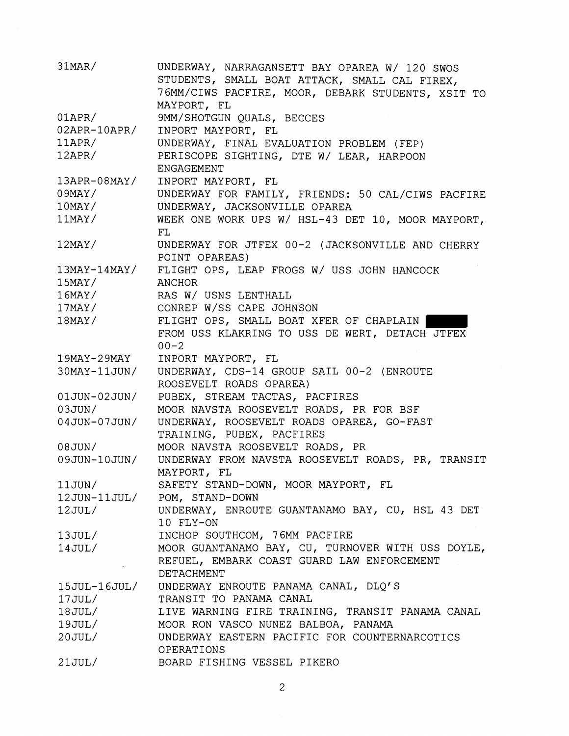| | |
|---|---|
| 31MAR/ | UNDERWAY, NARRAGANSETT BAY OPAREA W/ 120 SWOS STUDENTS, SMALL BOAT ATTACK, SMALL CAL FIREX, 76MM/CIWS PACFIRE, MOOR, DEBARK STUDENTS, XSIT TO MAYPORT, FL |
| 01APR/ | 9MM/SHOTGUN QUALS, BECCES |
| 02APR-10APR/ | INPORT MAYPORT, FL |
| 11APR/ | UNDERWAY, FINAL EVALUATION PROBLEM (FEP) |
| 12APR/ | PERISCOPE SIGHTING, DTE W/ LEAR, HARPOON ENGAGEMENT |
| 13APR-08MAY/ | INPORT MAYPORT, FL |
| 09MAY/ | UNDERWAY FOR FAMILY, FRIENDS: 50 CAL/CIWS PACFIRE |
| 10MAY/ | UNDERWAY, JACKSONVILLE OPAREA |
| 11MAY/ | WEEK ONE WORK UPS W/ HSL-43 DET 10, MOOR MAYPORT, FL |
| 12MAY/ | UNDERWAY FOR JTFEX 00-2 (JACKSONVILLE AND CHERRY POINT OPAREAS) |
| 13MAY-14MAY/ | FLIGHT OPS, LEAP FROGS W/ USS JOHN HANCOCK |
| 15MAY/ | ANCHOR |
| 16MAY/ | RAS W/ USNS LENTHALL |
| 17MAY/ | CONREP W/SS CAPE JOHNSON |
| 18MAY/ | FLIGHT OPS, SMALL BOAT XFER OF CHAPLAIN ███ FROM USS KLAKRING TO USS DE WERT, DETACH JTFEX 00-2 |
| 19MAY-29MAY | INPORT MAYPORT, FL |
| 30MAY-11JUN/ | UNDERWAY, CDS-14 GROUP SAIL 00-2 (ENROUTE ROOSEVELT ROADS OPAREA) |
| 01JUN-02JUN/ | PUBEX, STREAM TACTAS, PACFIRES |
| 03JUN/ | MOOR NAVSTA ROOSEVELT ROADS, PR FOR BSF |
| 04JUN-07JUN/ | UNDERWAY, ROOSEVELT ROADS OPAREA, GO-FAST TRAINING, PUBEX, PACFIRES |
| 08JUN/ | MOOR NAVSTA ROOSEVELT ROADS, PR |
| 09JUN-10JUN/ | UNDERWAY FROM NAVSTA ROOSEVELT ROADS, PR, TRANSIT MAYPORT, FL |
| 11JUN/ | SAFETY STAND-DOWN, MOOR MAYPORT, FL |
| 12JUN-11JUL/ | POM, STAND-DOWN |
| 12JUL/ | UNDERWAY, ENROUTE GUANTANAMO BAY, CU, HSL 43 DET 10 FLY-ON |
| 13JUL/ | INCHOP SOUTHCOM, 76MM PACFIRE |
| 14JUL/ | MOOR GUANTANAMO BAY, CU, TURNOVER WITH USS DOYLE, REFUEL, EMBARK COAST GUARD LAW ENFORCEMENT DETACHMENT |
| 15JUL-16JUL/ | UNDERWAY ENROUTE PANAMA CANAL, DLQ'S |
| 17JUL/ | TRANSIT TO PANAMA CANAL |
| 18JUL/ | LIVE WARNING FIRE TRAINING, TRANSIT PANAMA CANAL |
| 19JUL/ | MOOR RON VASCO NUNEZ BALBOA, PANAMA |
| 20JUL/ | UNDERWAY EASTERN PACIFIC FOR COUNTERNARCOTICS OPERATIONS |
| 21JUL/ | BOARD FISHING VESSEL PIKERO |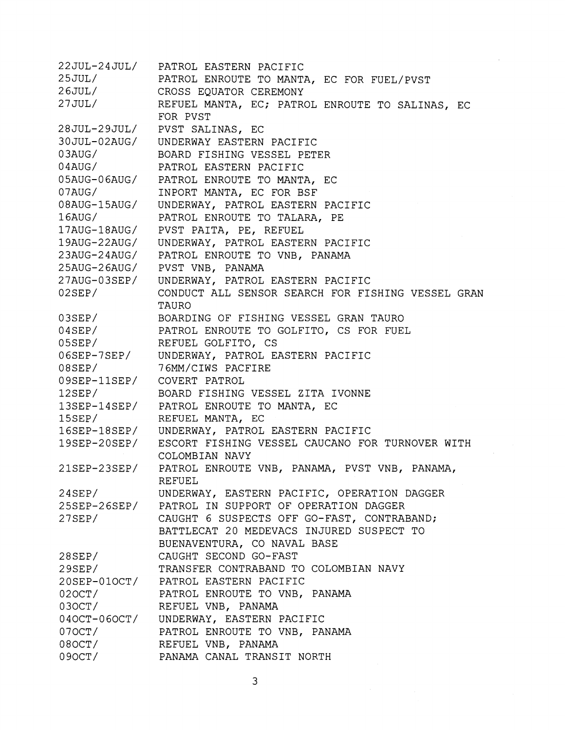| | |
|---|---|
| 22JUL-24JUL/ | PATROL EASTERN PACIFIC |
| 25JUL/ | PATROL ENROUTE TO MANTA, EC FOR FUEL/PVST |
| 26JUL/ | CROSS EQUATOR CEREMONY |
| 27JUL/ | REFUEL MANTA, EC; PATROL ENROUTE TO SALINAS, EC FOR PVST |
| 28JUL-29JUL/ | PVST SALINAS, EC |
| 30JUL-02AUG/ | UNDERWAY EASTERN PACIFIC |
| 03AUG/ | BOARD FISHING VESSEL PETER |
| 04AUG/ | PATROL EASTERN PACIFIC |
| 05AUG-06AUG/ | PATROL ENROUTE TO MANTA, EC |
| 07AUG/ | INPORT MANTA, EC FOR BSF |
| 08AUG-15AUG/ | UNDERWAY, PATROL EASTERN PACIFIC |
| 16AUG/ | PATROL ENROUTE TO TALARA, PE |
| 17AUG-18AUG/ | PVST PAITA, PE, REFUEL |
| 19AUG-22AUG/ | UNDERWAY, PATROL EASTERN PACIFIC |
| 23AUG-24AUG/ | PATROL ENROUTE TO VNB, PANAMA |
| 25AUG-26AUG/ | PVST VNB, PANAMA |
| 27AUG-03SEP/ | UNDERWAY, PATROL EASTERN PACIFIC |
| 02SEP/ | CONDUCT ALL SENSOR SEARCH FOR FISHING VESSEL GRAN TAURO |
| 03SEP/ | BOARDING OF FISHING VESSEL GRAN TAURO |
| 04SEP/ | PATROL ENROUTE TO GOLFITO, CS FOR FUEL |
| 05SEP/ | REFUEL GOLFITO, CS |
| 06SEP-7SEP/ | UNDERWAY, PATROL EASTERN PACIFIC |
| 08SEP/ | 76MM/CIWS PACFIRE |
| 09SEP-11SEP/ | COVERT PATROL |
| 12SEP/ | BOARD FISHING VESSEL ZITA IVONNE |
| 13SEP-14SEP/ | PATROL ENROUTE TO MANTA, EC |
| 15SEP/ | REFUEL MANTA, EC |
| 16SEP-18SEP/ | UNDERWAY, PATROL EASTERN PACIFIC |
| 19SEP-20SEP/ | ESCORT FISHING VESSEL CAUCANO FOR TURNOVER WITH COLOMBIAN NAVY |
| 21SEP-23SEP/ | PATROL ENROUTE VNB, PANAMA, PVST VNB, PANAMA, REFUEL |
| 24SEP/ | UNDERWAY, EASTERN PACIFIC, OPERATION DAGGER |
| 25SEP-26SEP/ | PATROL IN SUPPORT OF OPERATION DAGGER |
| 27SEP/ | CAUGHT 6 SUSPECTS OFF GO-FAST, CONTRABAND; BATTLECAT 20 MEDEVACS INJURED SUSPECT TO BUENAVENTURA, CO NAVAL BASE |
| 28SEP/ | CAUGHT SECOND GO-FAST |
| 29SEP/ | TRANSFER CONTRABAND TO COLOMBIAN NAVY |
| 20SEP-01OCT/ | PATROL EASTERN PACIFIC |
| 02OCT/ | PATROL ENROUTE TO VNB, PANAMA |
| 03OCT/ | REFUEL VNB, PANAMA |
| 04OCT-06OCT/ | UNDERWAY, EASTERN PACIFIC |
| 07OCT/ | PATROL ENROUTE TO VNB, PANAMA |
| 08OCT/ | REFUEL VNB, PANAMA |
| 09OCT/ | PANAMA CANAL TRANSIT NORTH |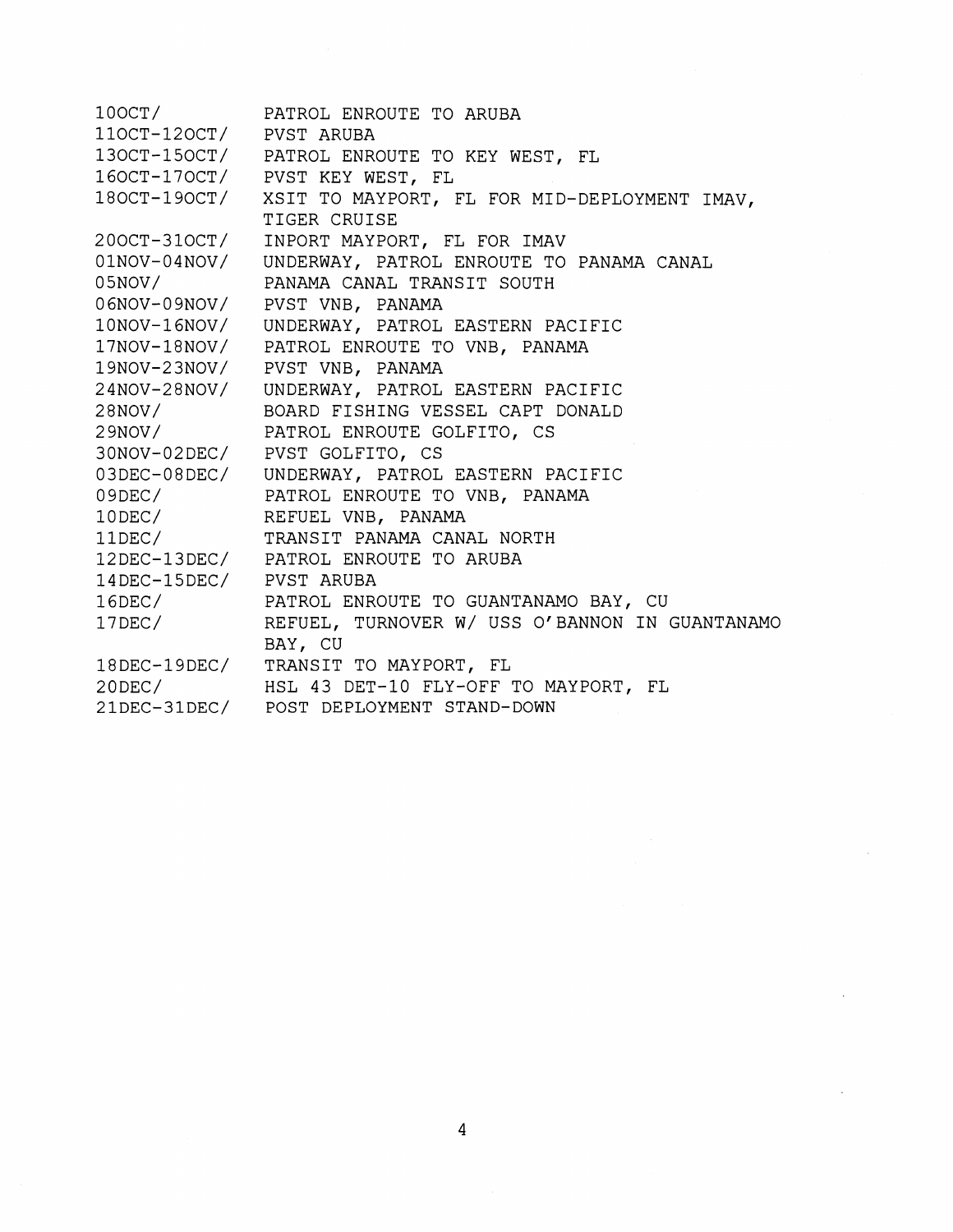| | |
|---|---|
| 10OCT/ | PATROL ENROUTE TO ARUBA |
| 11OCT-12OCT/ | PVST ARUBA |
| 13OCT-15OCT/ | PATROL ENROUTE TO KEY WEST, FL |
| 16OCT-17OCT/ | PVST KEY WEST, FL |
| 18OCT-19OCT/ | XSIT TO MAYPORT, FL FOR MID-DEPLOYMENT IMAV, TIGER CRUISE |
| 20OCT-31OCT/ | INPORT MAYPORT, FL FOR IMAV |
| 01NOV-04NOV/ | UNDERWAY, PATROL ENROUTE TO PANAMA CANAL |
| 05NOV/ | PANAMA CANAL TRANSIT SOUTH |
| 06NOV-09NOV/ | PVST VNB, PANAMA |
| 10NOV-16NOV/ | UNDERWAY, PATROL EASTERN PACIFIC |
| 17NOV-18NOV/ | PATROL ENROUTE TO VNB, PANAMA |
| 19NOV-23NOV/ | PVST VNB, PANAMA |
| 24NOV-28NOV/ | UNDERWAY, PATROL EASTERN PACIFIC |
| 28NOV/ | BOARD FISHING VESSEL CAPT DONALD |
| 29NOV/ | PATROL ENROUTE GOLFITO, CS |
| 30NOV-02DEC/ | PVST GOLFITO, CS |
| 03DEC-08DEC/ | UNDERWAY, PATROL EASTERN PACIFIC |
| 09DEC/ | PATROL ENROUTE TO VNB, PANAMA |
| 10DEC/ | REFUEL VNB, PANAMA |
| 11DEC/ | TRANSIT PANAMA CANAL NORTH |
| 12DEC-13DEC/ | PATROL ENROUTE TO ARUBA |
| 14DEC-15DEC/ | PVST ARUBA |
| 16DEC/ | PATROL ENROUTE TO GUANTANAMO BAY, CU |
| 17DEC/ | REFUEL, TURNOVER W/ USS O'BANNON IN GUANTANAMO BAY, CU |
| 18DEC-19DEC/ | TRANSIT TO MAYPORT, FL |
| 20DEC/ | HSL 43 DET-10 FLY-OFF TO MAYPORT, FL |
| 21DEC-31DEC/ | POST DEPLOYMENT STAND-DOWN |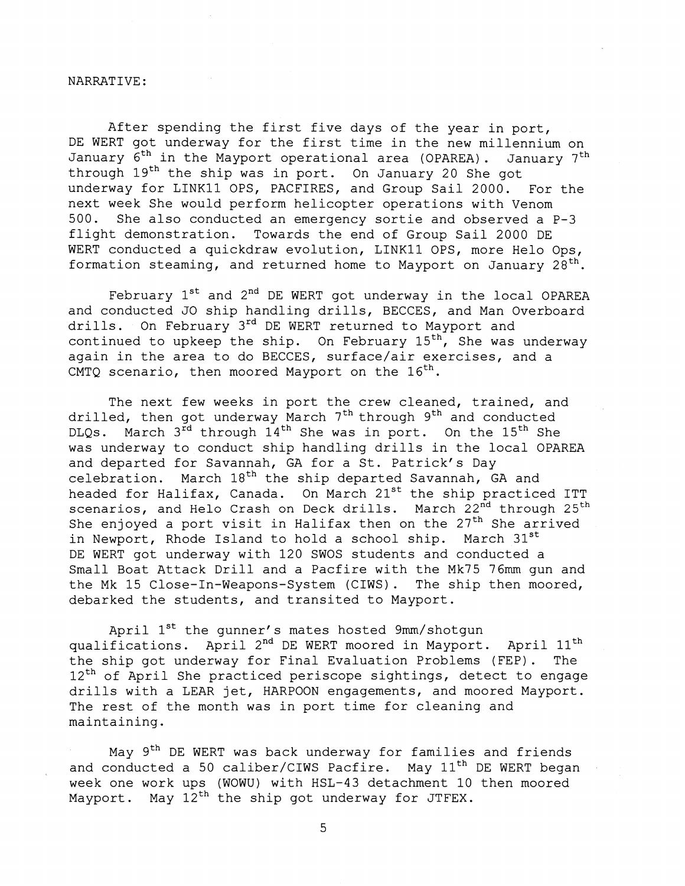NARRATIVE:

After spending the first five days of the year in port, DE WERT got underway for the first time in the new millennium on January 6th in the Mayport operational area (OPAREA). January 7th through 19th the ship was in port. On January 20 She got underway for LINK11 OPS, PACFIRES, and Group Sail 2000. For the next week She would perform helicopter operations with Venom 500. She also conducted an emergency sortie and observed a P-3 flight demonstration. Towards the end of Group Sail 2000 DE WERT conducted a quickdraw evolution, LINK11 OPS, more Helo Ops, formation steaming, and returned home to Mayport on January 28th.

February 1st and 2nd DE WERT got underway in the local OPAREA and conducted JO ship handling drills, BECCES, and Man Overboard drills. On February 3rd DE WERT returned to Mayport and continued to upkeep the ship. On February 15th, She was underway again in the area to do BECCES, surface/air exercises, and a CMTQ scenario, then moored Mayport on the 16th.

The next few weeks in port the crew cleaned, trained, and drilled, then got underway March 7th through 9th and conducted DLQs. March 3rd through 14th She was in port. On the 15th She was underway to conduct ship handling drills in the local OPAREA and departed for Savannah, GA for a St. Patrick's Day celebration. March 18th the ship departed Savannah, GA and headed for Halifax, Canada. On March 21st the ship practiced ITT scenarios, and Helo Crash on Deck drills. March 22nd through 25th She enjoyed a port visit in Halifax then on the 27th She arrived in Newport, Rhode Island to hold a school ship. March 31st DE WERT got underway with 120 SWOS students and conducted a Small Boat Attack Drill and a Pacfire with the Mk75 76mm gun and the Mk 15 Close-In-Weapons-System (CIWS). The ship then moored, debarked the students, and transited to Mayport.

April 1st the gunner's mates hosted 9mm/shotgun qualifications. April 2nd DE WERT moored in Mayport. April 11th the ship got underway for Final Evaluation Problems (FEP). The 12th of April She practiced periscope sightings, detect to engage drills with a LEAR jet, HARPOON engagements, and moored Mayport. The rest of the month was in port time for cleaning and maintaining.

May 9th DE WERT was back underway for families and friends and conducted a 50 caliber/CIWS Pacfire. May 11th DE WERT began week one work ups (WOWU) with HSL-43 detachment 10 then moored Mayport. May 12th the ship got underway for JTFEX.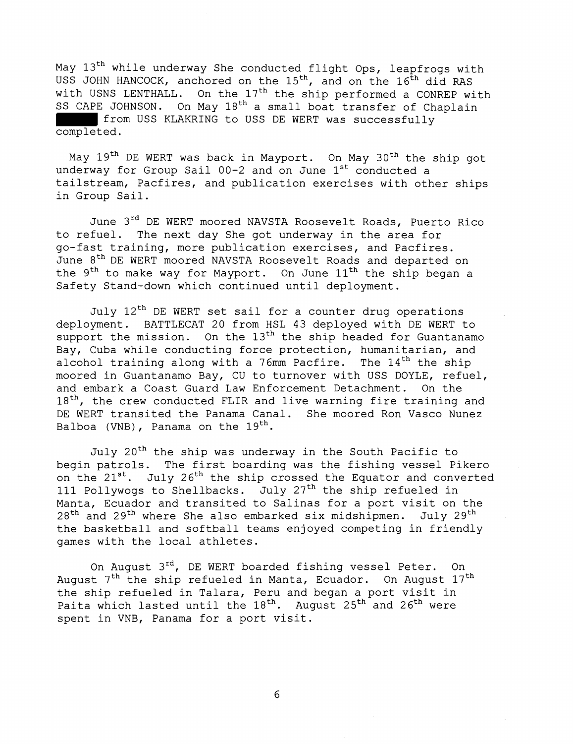May 13th while underway She conducted flight Ops, leapfrogs with USS JOHN HANCOCK, anchored on the 15th, and on the 16th did RAS with USNS LENTHALL. On the 17th the ship performed a CONREP with SS CAPE JOHNSON. On May 18th a small boat transfer of Chaplain ██████ from USS KLAKRING to USS DE WERT was successfully completed.

May 19th DE WERT was back in Mayport. On May 30th the ship got underway for Group Sail 00-2 and on June 1st conducted a tailstream, Pacfires, and publication exercises with other ships in Group Sail.

June 3rd DE WERT moored NAVSTA Roosevelt Roads, Puerto Rico to refuel. The next day She got underway in the area for go-fast training, more publication exercises, and Pacfires. June 8th DE WERT moored NAVSTA Roosevelt Roads and departed on the 9th to make way for Mayport. On June 11th the ship began a Safety Stand-down which continued until deployment.

July 12th DE WERT set sail for a counter drug operations deployment. BATTLECAT 20 from HSL 43 deployed with DE WERT to support the mission. On the 13th the ship headed for Guantanamo Bay, Cuba while conducting force protection, humanitarian, and alcohol training along with a 76mm Pacfire. The 14th the ship moored in Guantanamo Bay, CU to turnover with USS DOYLE, refuel, and embark a Coast Guard Law Enforcement Detachment. On the 18th, the crew conducted FLIR and live warning fire training and DE WERT transited the Panama Canal. She moored Ron Vasco Nunez Balboa (VNB), Panama on the 19th.

July 20th the ship was underway in the South Pacific to begin patrols. The first boarding was the fishing vessel Pikero on the 21st. July 26th the ship crossed the Equator and converted 111 Pollywogs to Shellbacks. July 27th the ship refueled in Manta, Ecuador and transited to Salinas for a port visit on the 28th and 29th where She also embarked six midshipmen. July 29th the basketball and softball teams enjoyed competing in friendly games with the local athletes.

On August 3rd, DE WERT boarded fishing vessel Peter. On August 7th the ship refueled in Manta, Ecuador. On August 17th the ship refueled in Talara, Peru and began a port visit in Paita which lasted until the 18th. August 25th and 26th were spent in VNB, Panama for a port visit.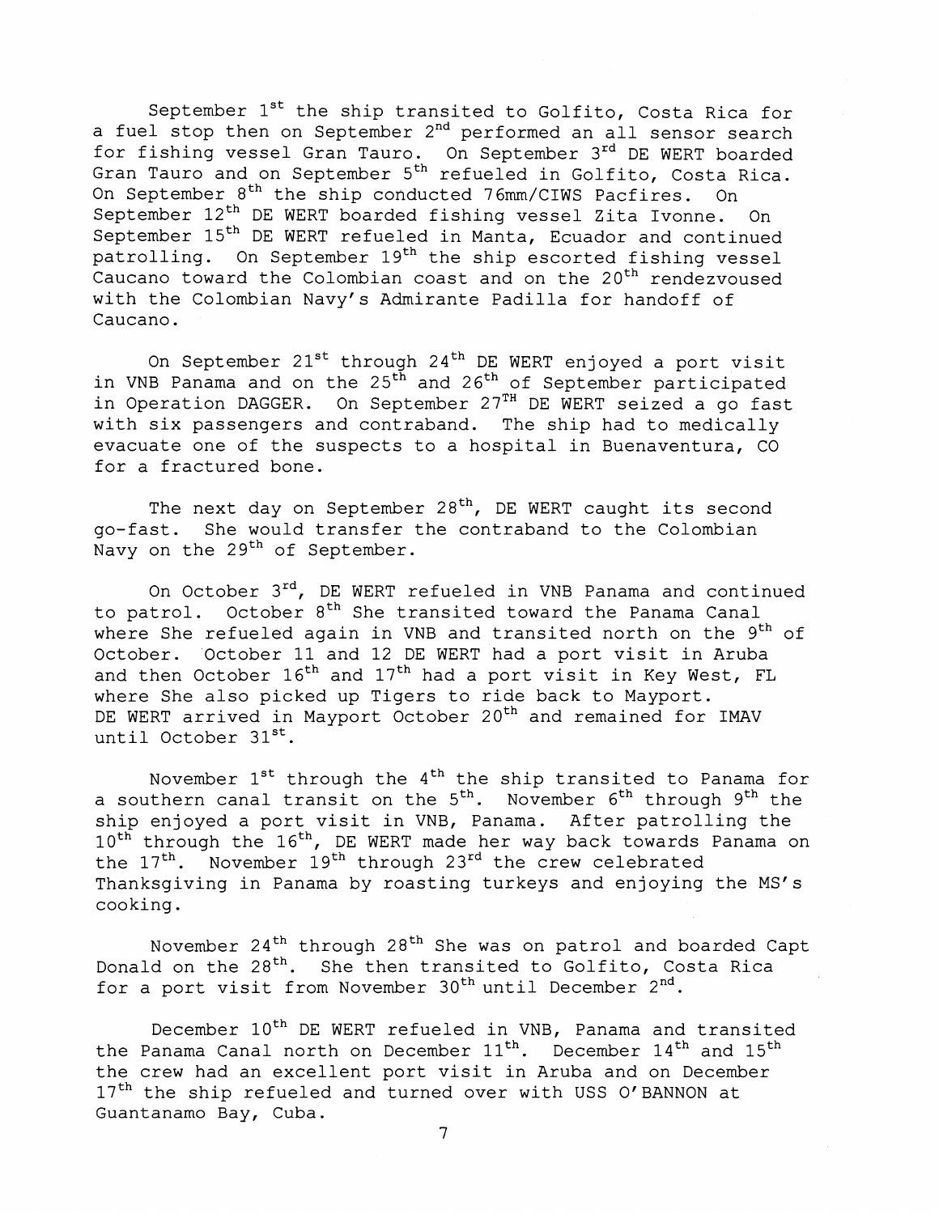September 1st the ship transited to Golfito, Costa Rica for a fuel stop then on September 2nd performed an all sensor search for fishing vessel Gran Tauro. On September 3rd DE WERT boarded Gran Tauro and on September 5th refueled in Golfito, Costa Rica. On September 8th the ship conducted 76mm/CIWS Pacfires. On September 12th DE WERT boarded fishing vessel Zita Ivonne. On September 15th DE WERT refueled in Manta, Ecuador and continued patrolling. On September 19th the ship escorted fishing vessel Caucano toward the Colombian coast and on the 20th rendezvoused with the Colombian Navy's Admirante Padilla for handoff of Caucano.

On September 21st through 24th DE WERT enjoyed a port visit in VNB Panama and on the 25th and 26th of September participated in Operation DAGGER. On September 27TH DE WERT seized a go fast with six passengers and contraband. The ship had to medically evacuate one of the suspects to a hospital in Buenaventura, CO for a fractured bone.

The next day on September 28th, DE WERT caught its second go-fast. She would transfer the contraband to the Colombian Navy on the 29th of September.

On October 3rd, DE WERT refueled in VNB Panama and continued to patrol. October 8th She transited toward the Panama Canal where She refueled again in VNB and transited north on the 9th of October. October 11 and 12 DE WERT had a port visit in Aruba and then October 16th and 17th had a port visit in Key West, FL where She also picked up Tigers to ride back to Mayport. DE WERT arrived in Mayport October 20th and remained for IMAV until October 31st.

November 1st through the 4th the ship transited to Panama for a southern canal transit on the 5th. November 6th through 9th the ship enjoyed a port visit in VNB, Panama. After patrolling the 10th through the 16th, DE WERT made her way back towards Panama on the 17th. November 19th through 23rd the crew celebrated Thanksgiving in Panama by roasting turkeys and enjoying the MS's cooking.

November 24th through 28th She was on patrol and boarded Capt Donald on the 28th. She then transited to Golfito, Costa Rica for a port visit from November 30th until December 2nd.

December 10th DE WERT refueled in VNB, Panama and transited the Panama Canal north on December 11th. December 14th and 15th the crew had an excellent port visit in Aruba and on December 17th the ship refueled and turned over with USS O'BANNON at Guantanamo Bay, Cuba.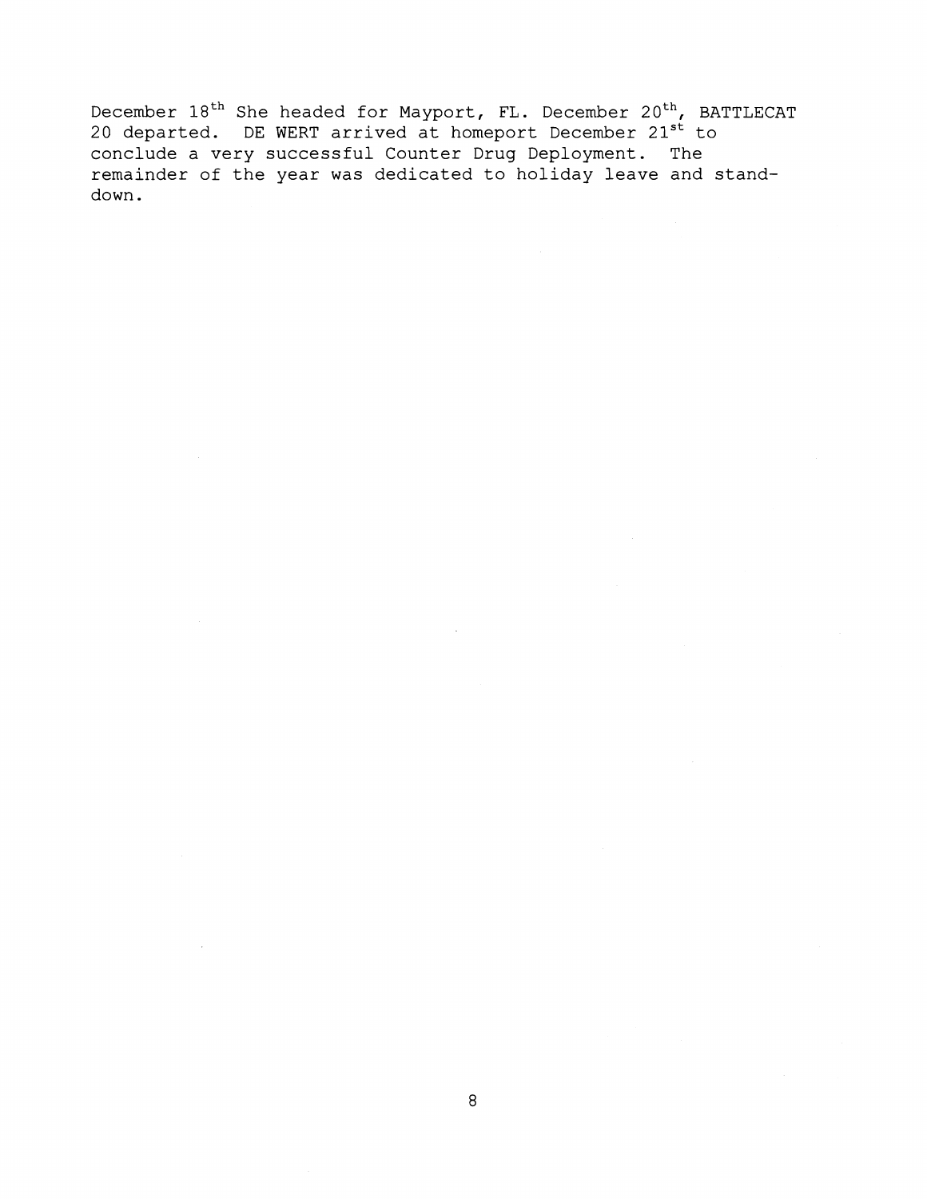December 18th She headed for Mayport, FL. December 20th, BATTLECAT 20 departed. DE WERT arrived at homeport December 21st to conclude a very successful Counter Drug Deployment. The remainder of the year was dedicated to holiday leave and stand-down.